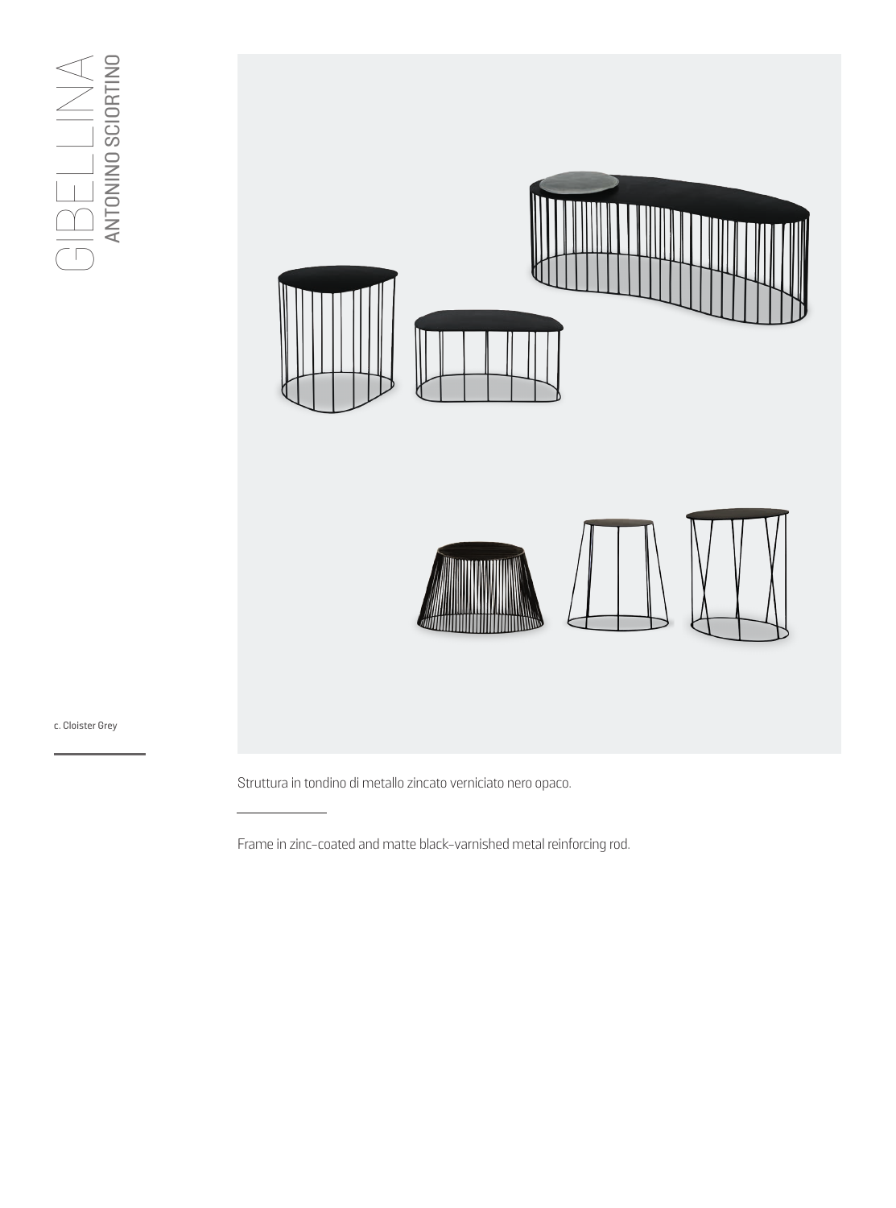# GIBELLINA

## ANTONINO SCIORTINO

c. Cloister Grey

Struttura in tondino di metallo zincato verniciato nero opaco.

Frame in zinc-coated and matte black-varnished metal reinforcing rod.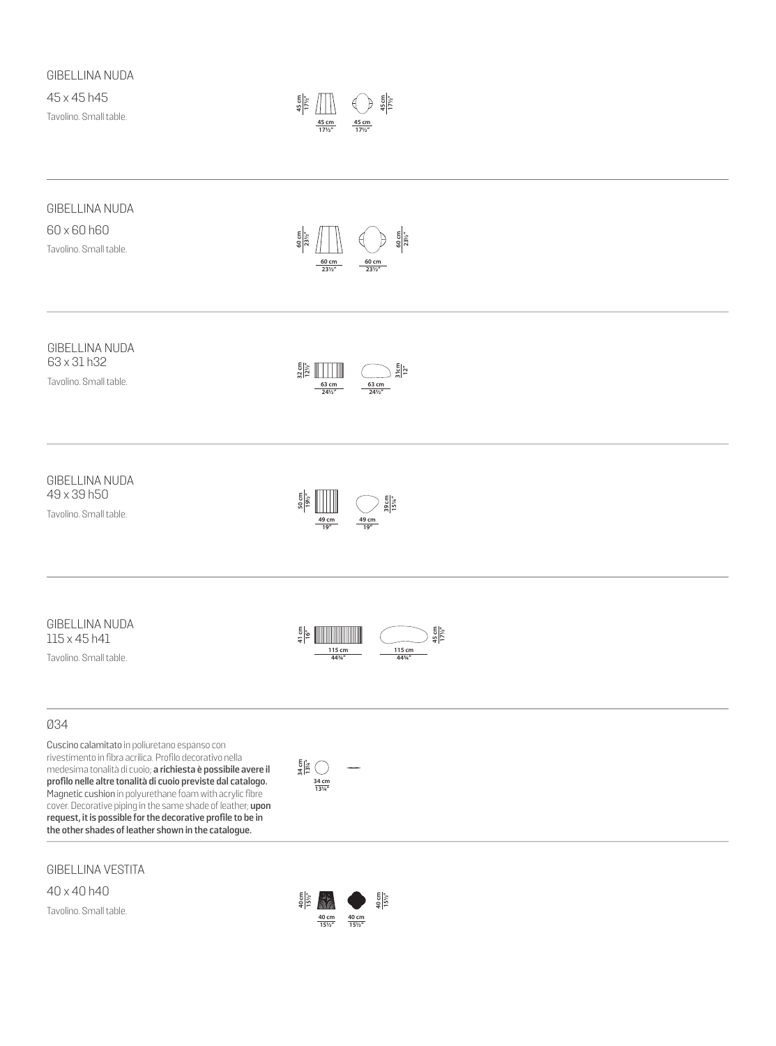GIBELLINA NUDA

45 x 45 h45

Tavolino. Small table.

45 cm 17½"

45 cm 17½"

45 cm 17½"

45 cm 17½"

---

GIBELLINA NUDA

60 x 60 h60

Tavolino. Small table.

60 cm 23½"

60 cm 23½"

60 cm 23½"

60 cm 23½"

---

GIBELLINA NUDA

63 x 31 h32

Tavolino. Small table.

32 cm 12½"

63 cm 24½"

63 cm 24½"

31 cm 12"

---

GIBELLINA NUDA

49 x 39 h50

Tavolino. Small table.

50 cm 19½"

49 cm 19"

49 cm 19"

39 cm 15¼"

---

GIBELLINA NUDA

115 x 45 h41

Tavolino. Small table.

41 cm 16"

115 cm 44¾"

115 cm 44¾"

45 cm 17½"

---

Ø34

**Cuscino calamitato** in poliuretano espanso con rivestimento in fibra acrilica. Profilo decorativo nella medesima tonalità di cuoio; **a richiesta è possibile avere il profilo nelle altre tonalità di cuoio previste dal catalogo.**
**Magnetic cushion** in polyurethane foam with acrylic fibre cover. Decorative piping in the same shade of leather; **upon request, it is possible for the decorative profile to be in the other shades of leather shown in the catalogue.**

34 cm 13¼"

34 cm 13¼"

---

GIBELLINA VESTITA

40 x 40 h40

Tavolino. Small table.

40 cm 15½"

40 cm 15½"

40 cm 15½"

40 cm 15½"